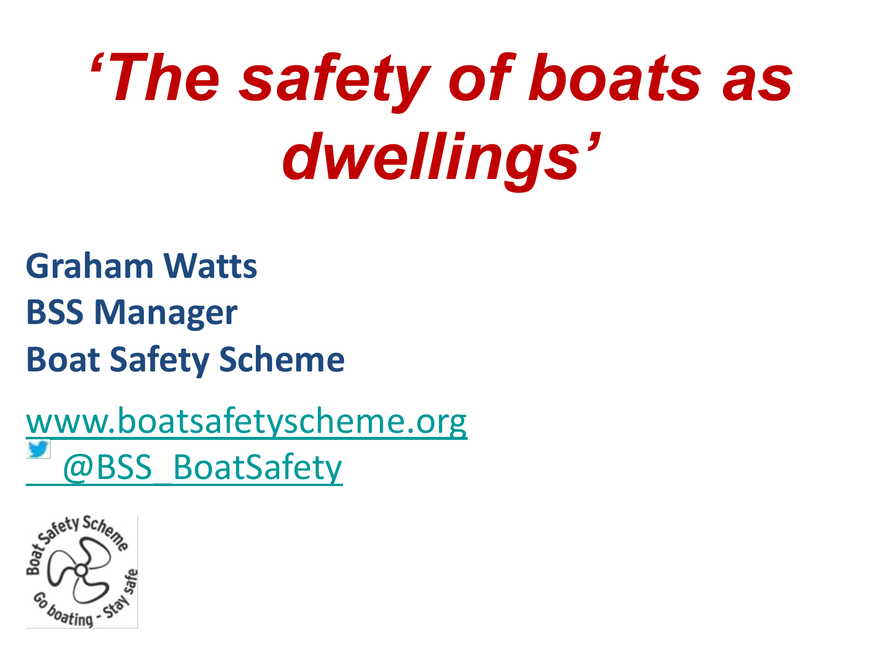# *'The safety of boats as dwellings'*

**Graham Watts**

**BSS Manager**

**Boat Safety Scheme**

www.boatsafetyscheme.org

@BSS_BoatSafety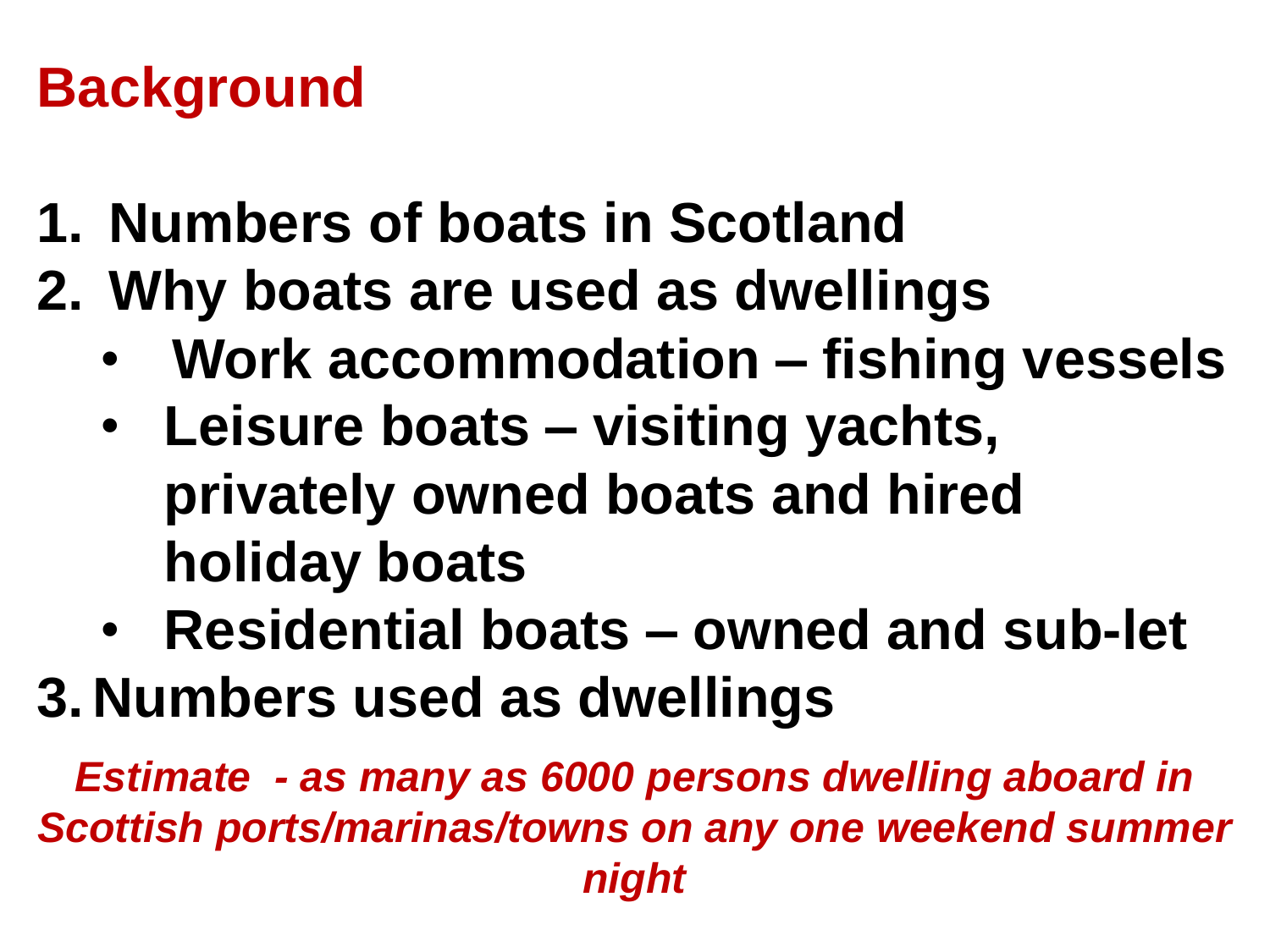# Background

1. **Numbers of boats in Scotland**
2. **Why boats are used as dwellings**
   - **Work accommodation – fishing vessels**
   - **Leisure boats – visiting yachts, privately owned boats and hired holiday boats**
   - **Residential boats – owned and sub-let**
3. **Numbers used as dwellings**

***Estimate - as many as 6000 persons dwelling aboard in Scottish ports/marinas/towns on any one weekend summer night***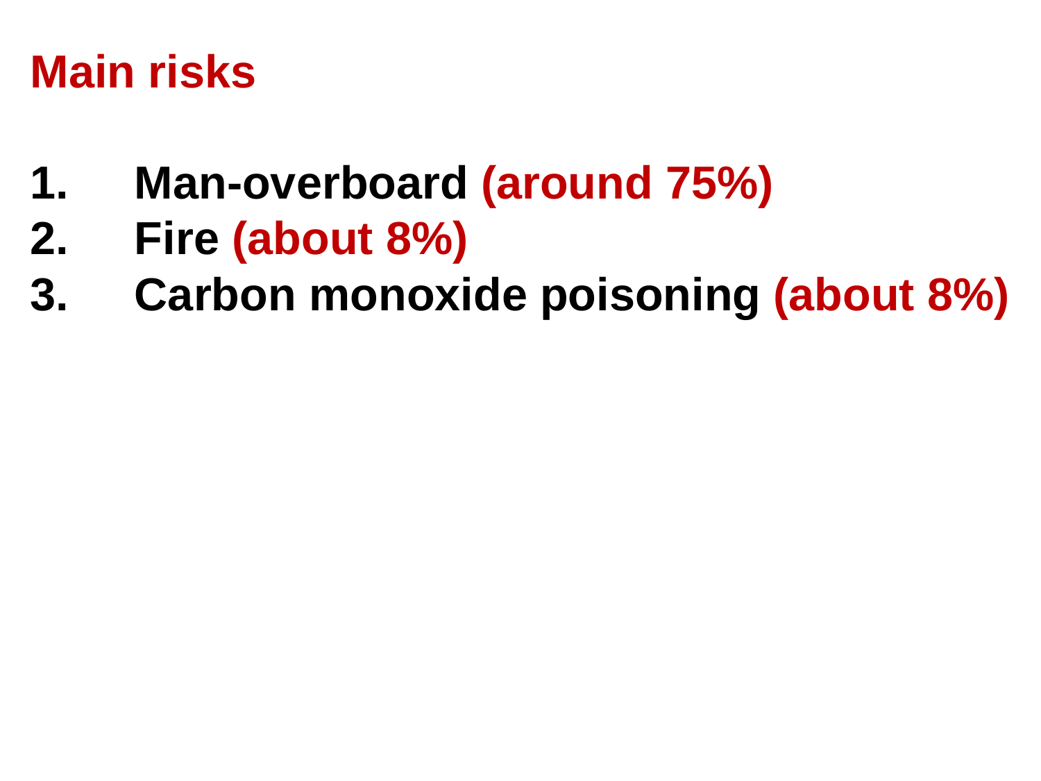# Main risks

1. **Man-overboard (around 75%)**
2. **Fire (about 8%)**
3. **Carbon monoxide poisoning (about 8%)**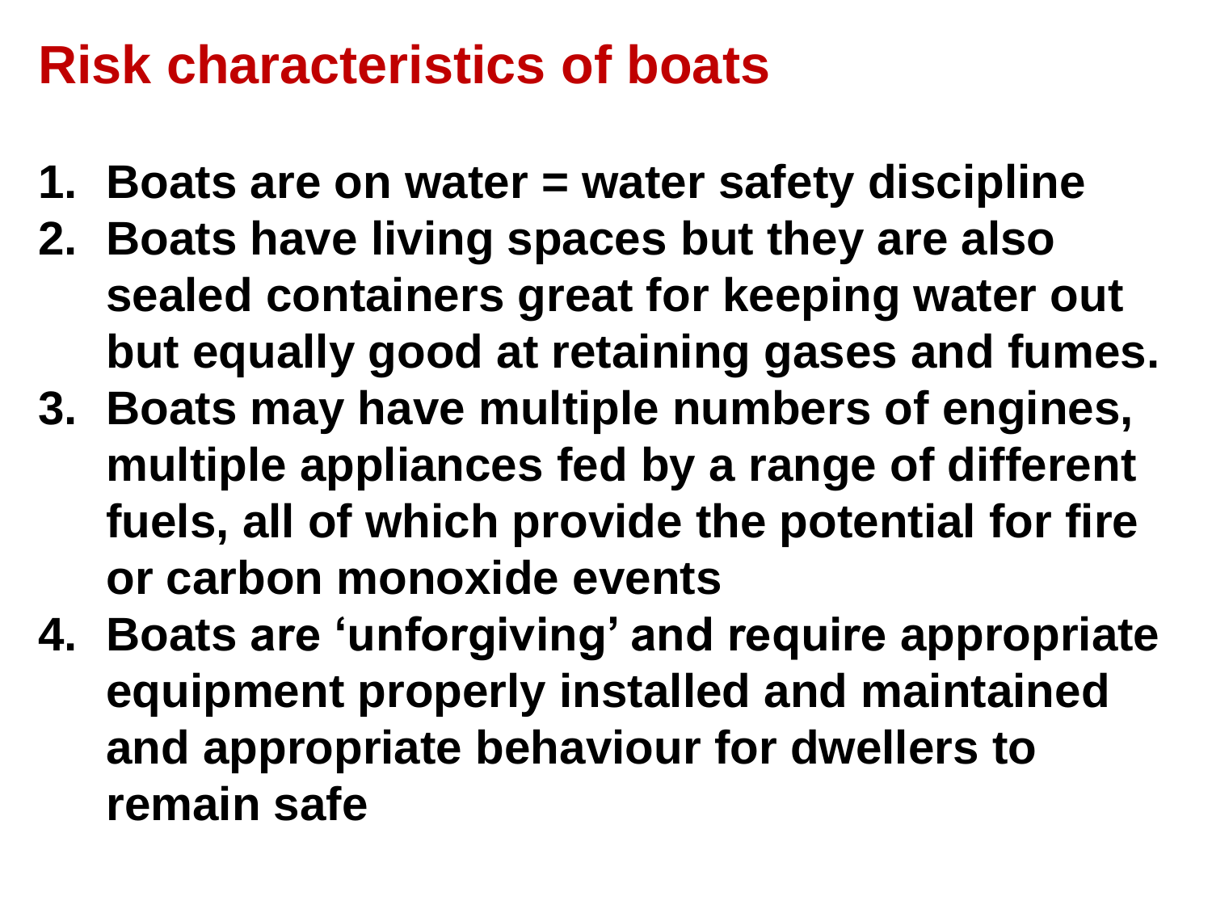# Risk characteristics of boats

1. **Boats are on water = water safety discipline**
2. **Boats have living spaces but they are also sealed containers great for keeping water out but equally good at retaining gases and fumes.**
3. **Boats may have multiple numbers of engines, multiple appliances fed by a range of different fuels, all of which provide the potential for fire or carbon monoxide events**
4. **Boats are 'unforgiving' and require appropriate equipment properly installed and maintained and appropriate behaviour for dwellers to remain safe**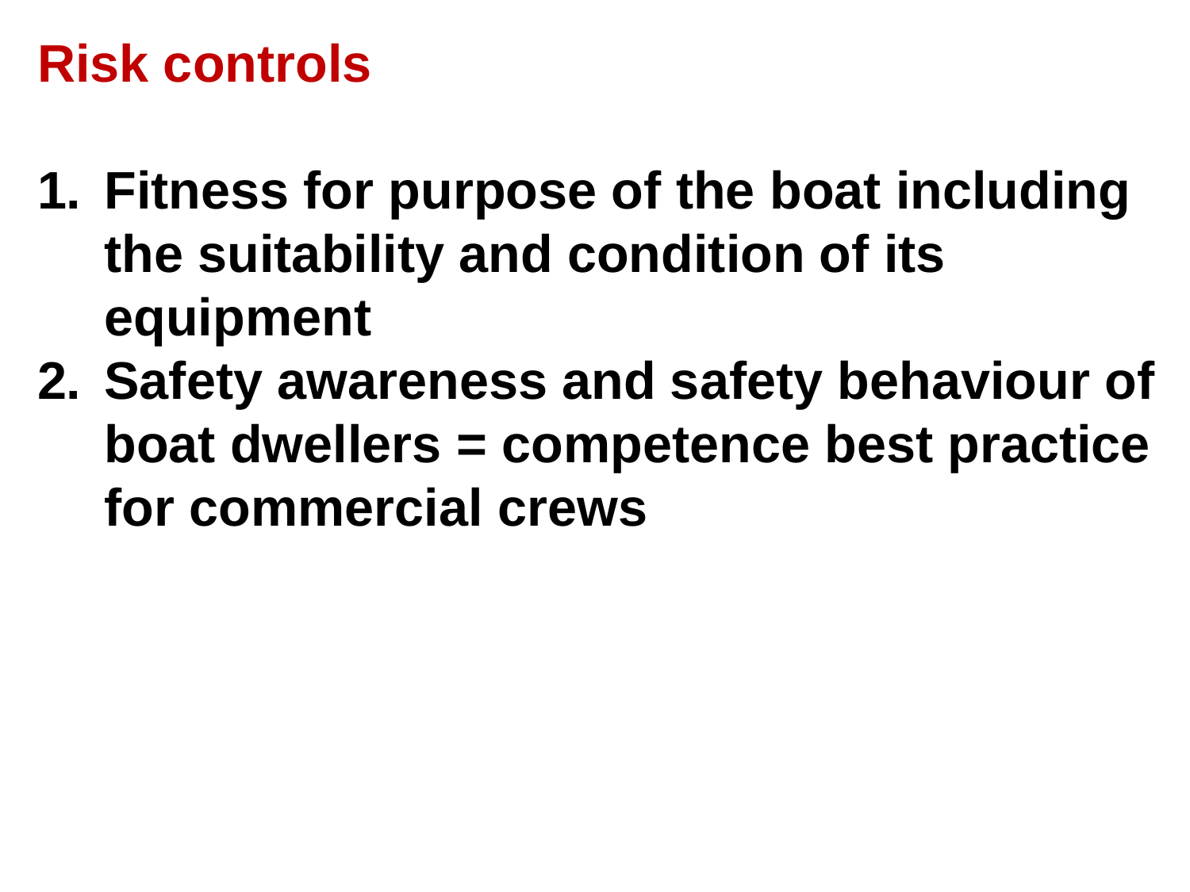# Risk controls

1. **Fitness for purpose of the boat including the suitability and condition of its equipment**
2. **Safety awareness and safety behaviour of boat dwellers = competence best practice for commercial crews**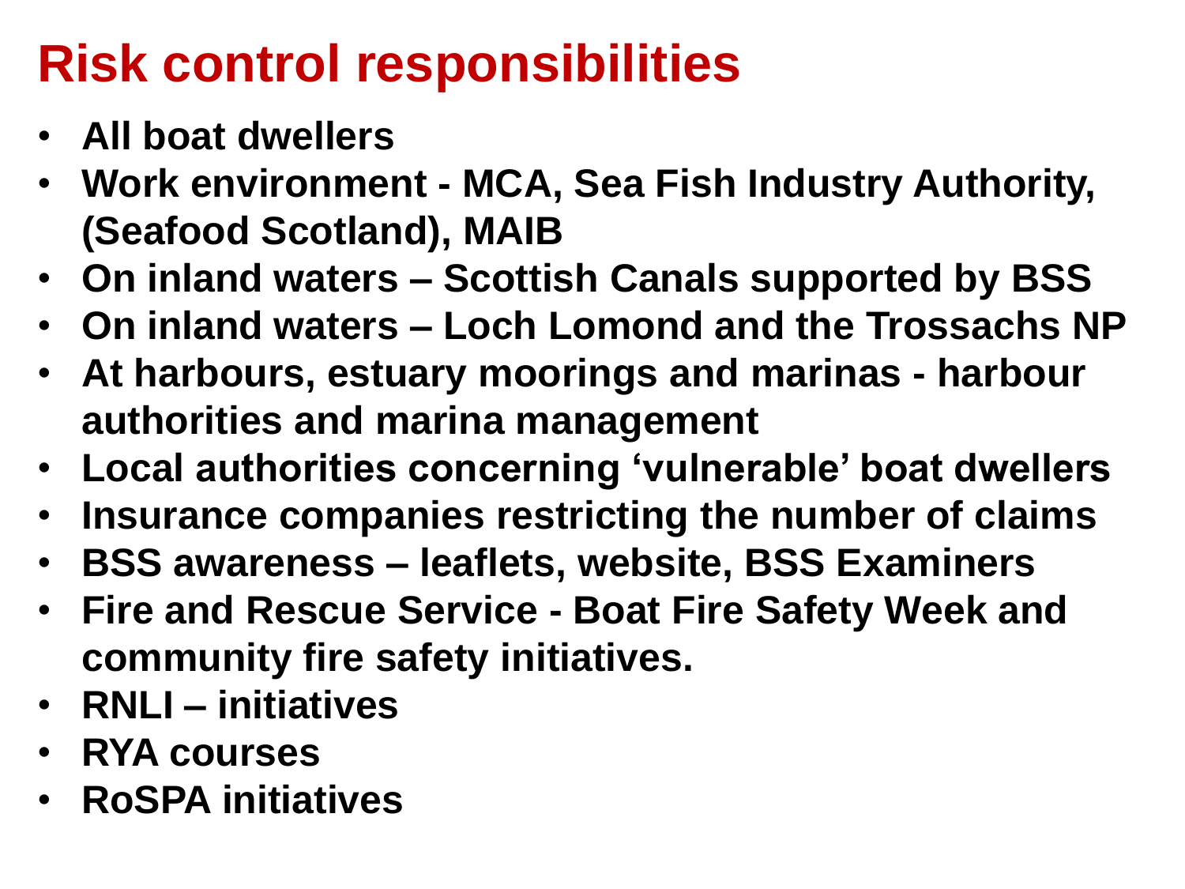# Risk control responsibilities

- **All boat dwellers**
- **Work environment - MCA, Sea Fish Industry Authority, (Seafood Scotland), MAIB**
- **On inland waters – Scottish Canals supported by BSS**
- **On inland waters – Loch Lomond and the Trossachs NP**
- **At harbours, estuary moorings and marinas - harbour authorities and marina management**
- **Local authorities concerning 'vulnerable' boat dwellers**
- **Insurance companies restricting the number of claims**
- **BSS awareness – leaflets, website, BSS Examiners**
- **Fire and Rescue Service - Boat Fire Safety Week and community fire safety initiatives.**
- **RNLI – initiatives**
- **RYA courses**
- **RoSPA initiatives**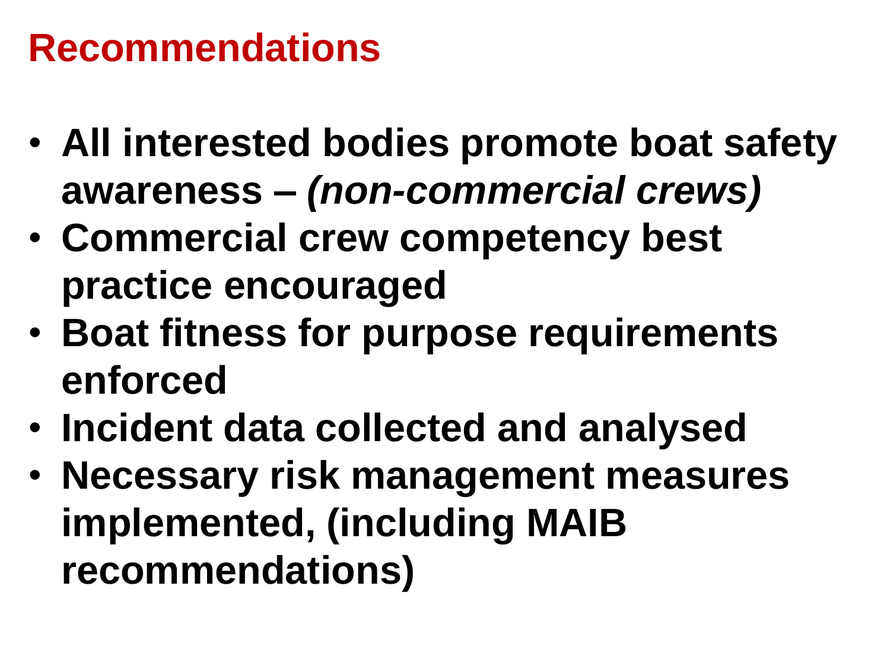# Recommendations

- **All interested bodies promote boat safety awareness – *(non-commercial crews)***
- **Commercial crew competency best practice encouraged**
- **Boat fitness for purpose requirements enforced**
- **Incident data collected and analysed**
- **Necessary risk management measures implemented, (including MAIB recommendations)**